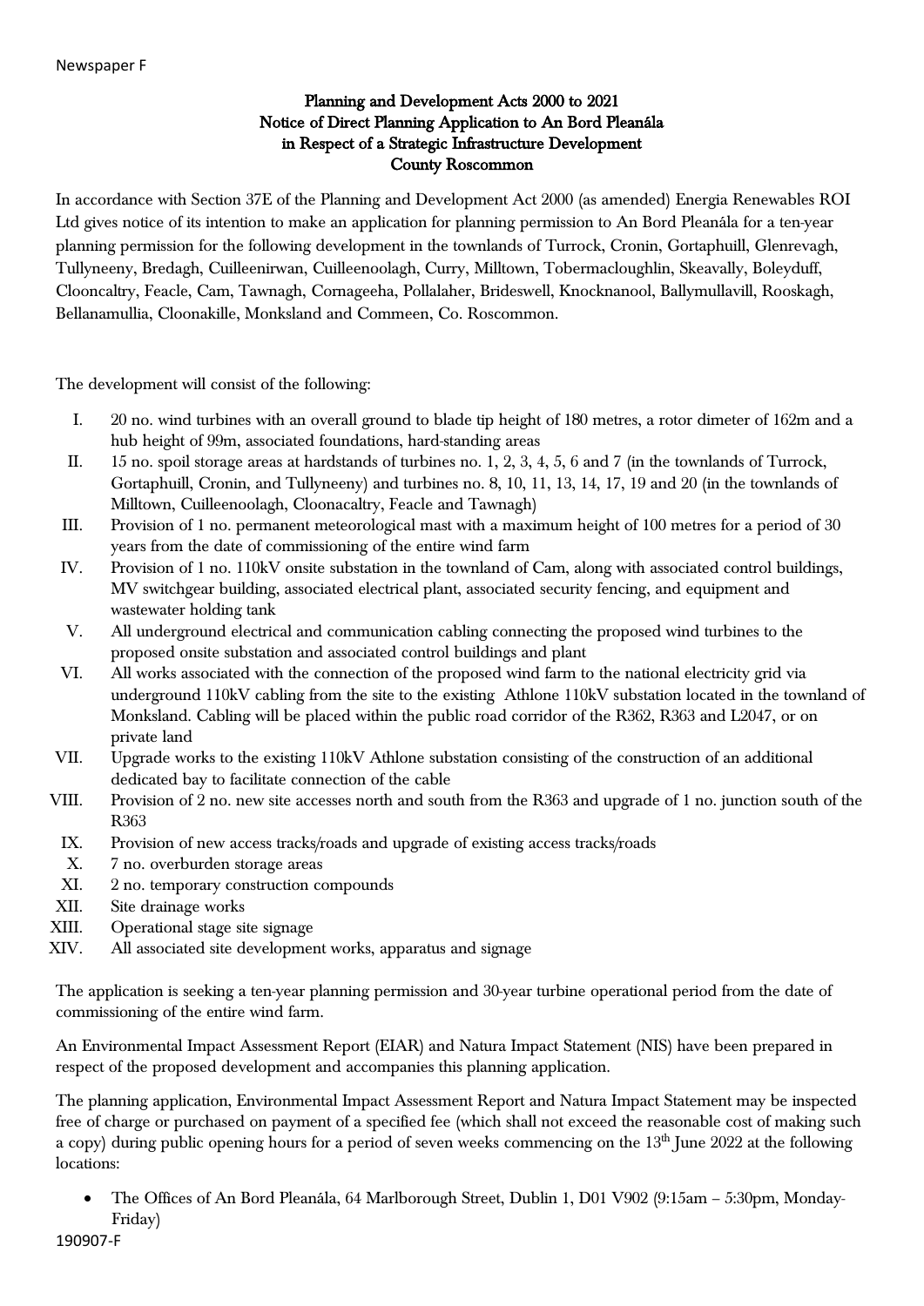Newspaper F

**Planning and Development Acts 2000 to 2021**
**Notice of Direct Planning Application to An Bord Pleanála**
**in Respect of a Strategic Infrastructure Development**
**County Roscommon**

In accordance with Section 37E of the Planning and Development Act 2000 (as amended) Energia Renewables ROI Ltd gives notice of its intention to make an application for planning permission to An Bord Pleanála for a ten-year planning permission for the following development in the townlands of Turrock, Cronin, Gortaphuill, Glenrevagh, Tullyneeny, Bredagh, Cuilleenirwan, Cuilleenoolagh, Curry, Milltown, Tobermacloughlin, Skeavally, Boleyduff, Clooncaltry, Feacle, Cam, Tawnagh, Cornageeha, Pollalaher, Brideswell, Knocknanool, Ballymullavill, Rooskagh, Bellanamullia, Cloonakille, Monksland and Commeen, Co. Roscommon.

The development will consist of the following:

I. 20 no. wind turbines with an overall ground to blade tip height of 180 metres, a rotor dimeter of 162m and a hub height of 99m, associated foundations, hard-standing areas
II. 15 no. spoil storage areas at hardstands of turbines no. 1, 2, 3, 4, 5, 6 and 7 (in the townlands of Turrock, Gortaphuill, Cronin, and Tullyneeny) and turbines no. 8, 10, 11, 13, 14, 17, 19 and 20 (in the townlands of Milltown, Cuilleenoolagh, Cloonacaltry, Feacle and Tawnagh)
III. Provision of 1 no. permanent meteorological mast with a maximum height of 100 metres for a period of 30 years from the date of commissioning of the entire wind farm
IV. Provision of 1 no. 110kV onsite substation in the townland of Cam, along with associated control buildings, MV switchgear building, associated electrical plant, associated security fencing, and equipment and wastewater holding tank
V. All underground electrical and communication cabling connecting the proposed wind turbines to the proposed onsite substation and associated control buildings and plant
VI. All works associated with the connection of the proposed wind farm to the national electricity grid via underground 110kV cabling from the site to the existing Athlone 110kV substation located in the townland of Monksland. Cabling will be placed within the public road corridor of the R362, R363 and L2047, or on private land
VII. Upgrade works to the existing 110kV Athlone substation consisting of the construction of an additional dedicated bay to facilitate connection of the cable
VIII. Provision of 2 no. new site accesses north and south from the R363 and upgrade of 1 no. junction south of the R363
IX. Provision of new access tracks/roads and upgrade of existing access tracks/roads
X. 7 no. overburden storage areas
XI. 2 no. temporary construction compounds
XII. Site drainage works
XIII. Operational stage site signage
XIV. All associated site development works, apparatus and signage

The application is seeking a ten-year planning permission and 30-year turbine operational period from the date of commissioning of the entire wind farm.

An Environmental Impact Assessment Report (EIAR) and Natura Impact Statement (NIS) have been prepared in respect of the proposed development and accompanies this planning application.

The planning application, Environmental Impact Assessment Report and Natura Impact Statement may be inspected free of charge or purchased on payment of a specified fee (which shall not exceed the reasonable cost of making such a copy) during public opening hours for a period of seven weeks commencing on the 13th June 2022 at the following locations:

- The Offices of An Bord Pleanála, 64 Marlborough Street, Dublin 1, D01 V902 (9:15am – 5:30pm, Monday-Friday)

190907-F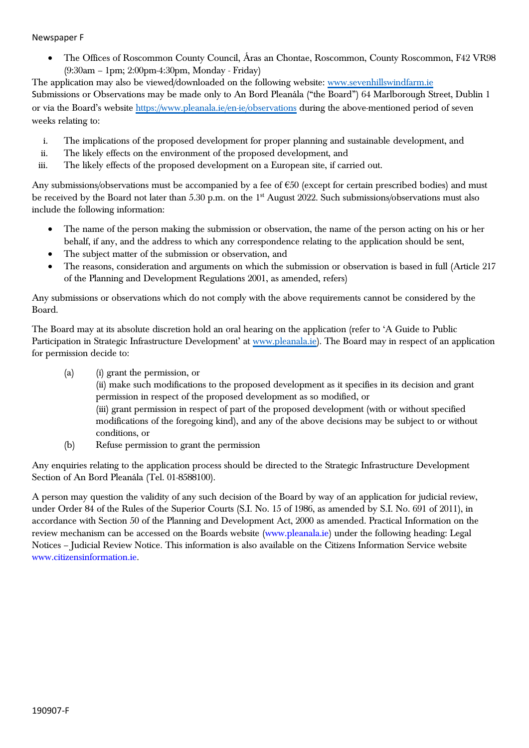- The Offices of Roscommon County Council, Áras an Chontae, Roscommon, County Roscommon, F42 VR98 (9:30am – 1pm; 2:00pm-4:30pm, Monday - Friday)

The application may also be viewed/downloaded on the following website: www.sevenhillswindfarm.ie

Submissions or Observations may be made only to An Bord Pleanála ("the Board") 64 Marlborough Street, Dublin 1 or via the Board's website https://www.pleanala.ie/en-ie/observations during the above-mentioned period of seven weeks relating to:

i. The implications of the proposed development for proper planning and sustainable development, and
ii. The likely effects on the environment of the proposed development, and
iii. The likely effects of the proposed development on a European site, if carried out.

Any submissions/observations must be accompanied by a fee of €50 (except for certain prescribed bodies) and must be received by the Board not later than 5.30 p.m. on the 1st August 2022. Such submissions/observations must also include the following information:

- The name of the person making the submission or observation, the name of the person acting on his or her behalf, if any, and the address to which any correspondence relating to the application should be sent,
- The subject matter of the submission or observation, and
- The reasons, consideration and arguments on which the submission or observation is based in full (Article 217 of the Planning and Development Regulations 2001, as amended, refers)

Any submissions or observations which do not comply with the above requirements cannot be considered by the Board.

The Board may at its absolute discretion hold an oral hearing on the application (refer to 'A Guide to Public Participation in Strategic Infrastructure Development' at www.pleanala.ie). The Board may in respect of an application for permission decide to:

(a) (i) grant the permission, or
(ii) make such modifications to the proposed development as it specifies in its decision and grant permission in respect of the proposed development as so modified, or
(iii) grant permission in respect of part of the proposed development (with or without specified modifications of the foregoing kind), and any of the above decisions may be subject to or without conditions, or

(b) Refuse permission to grant the permission

Any enquiries relating to the application process should be directed to the Strategic Infrastructure Development Section of An Bord Pleanála (Tel. 01-8588100).

A person may question the validity of any such decision of the Board by way of an application for judicial review, under Order 84 of the Rules of the Superior Courts (S.I. No. 15 of 1986, as amended by S.I. No. 691 of 2011), in accordance with Section 50 of the Planning and Development Act, 2000 as amended. Practical Information on the review mechanism can be accessed on the Boards website (www.pleanala.ie) under the following heading: Legal Notices – Judicial Review Notice. This information is also available on the Citizens Information Service website www.citizensinformation.ie.